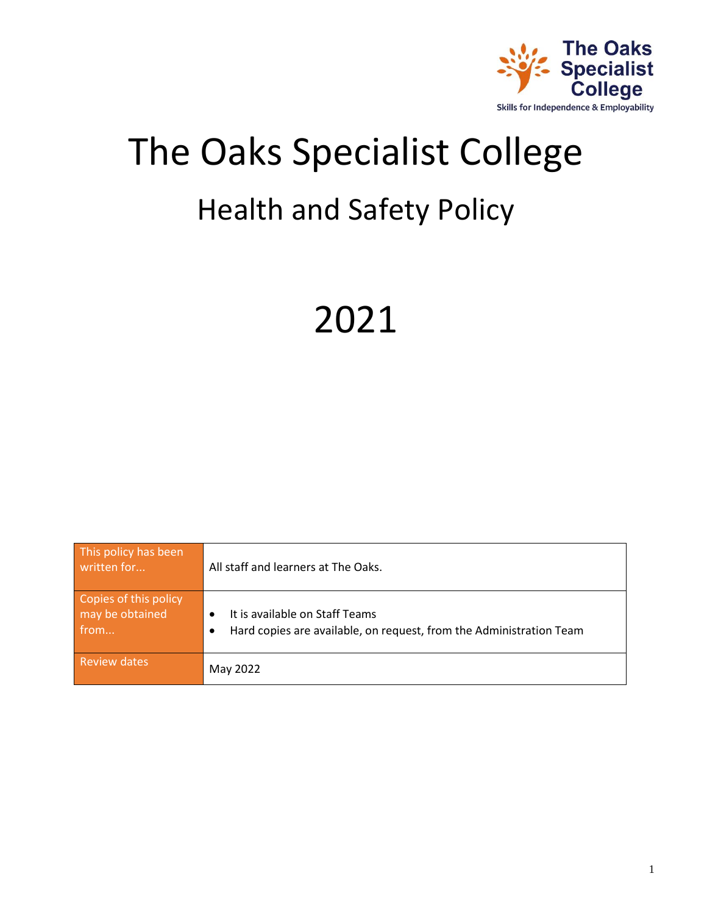# The Oaks Specialist College

## Health and Safety Policy

# 2021

| This policy has been written for... | All staff and learners at The Oaks. |
|---|---|
| Copies of this policy may be obtained from... | • It is available on Staff Teams<br>• Hard copies are available, on request, from the Administration Team |
| Review dates | May 2022 |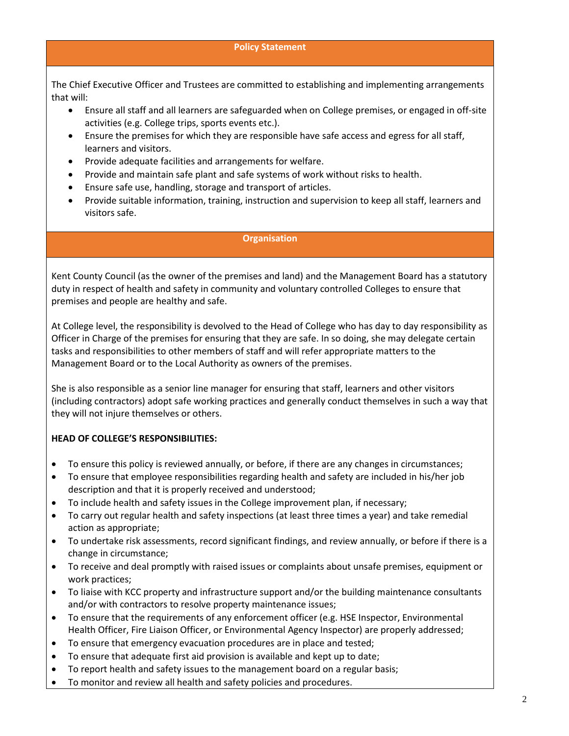## Policy Statement

The Chief Executive Officer and Trustees are committed to establishing and implementing arrangements that will:

- Ensure all staff and all learners are safeguarded when on College premises, or engaged in off-site activities (e.g. College trips, sports events etc.).
- Ensure the premises for which they are responsible have safe access and egress for all staff, learners and visitors.
- Provide adequate facilities and arrangements for welfare.
- Provide and maintain safe plant and safe systems of work without risks to health.
- Ensure safe use, handling, storage and transport of articles.
- Provide suitable information, training, instruction and supervision to keep all staff, learners and visitors safe.

## Organisation

Kent County Council (as the owner of the premises and land) and the Management Board has a statutory duty in respect of health and safety in community and voluntary controlled Colleges to ensure that premises and people are healthy and safe.

At College level, the responsibility is devolved to the Head of College who has day to day responsibility as Officer in Charge of the premises for ensuring that they are safe. In so doing, she may delegate certain tasks and responsibilities to other members of staff and will refer appropriate matters to the Management Board or to the Local Authority as owners of the premises.

She is also responsible as a senior line manager for ensuring that staff, learners and other visitors (including contractors) adopt safe working practices and generally conduct themselves in such a way that they will not injure themselves or others.

**HEAD OF COLLEGE'S RESPONSIBILITIES:**

- To ensure this policy is reviewed annually, or before, if there are any changes in circumstances;
- To ensure that employee responsibilities regarding health and safety are included in his/her job description and that it is properly received and understood;
- To include health and safety issues in the College improvement plan, if necessary;
- To carry out regular health and safety inspections (at least three times a year) and take remedial action as appropriate;
- To undertake risk assessments, record significant findings, and review annually, or before if there is a change in circumstance;
- To receive and deal promptly with raised issues or complaints about unsafe premises, equipment or work practices;
- To liaise with KCC property and infrastructure support and/or the building maintenance consultants and/or with contractors to resolve property maintenance issues;
- To ensure that the requirements of any enforcement officer (e.g. HSE Inspector, Environmental Health Officer, Fire Liaison Officer, or Environmental Agency Inspector) are properly addressed;
- To ensure that emergency evacuation procedures are in place and tested;
- To ensure that adequate first aid provision is available and kept up to date;
- To report health and safety issues to the management board on a regular basis;
- To monitor and review all health and safety policies and procedures.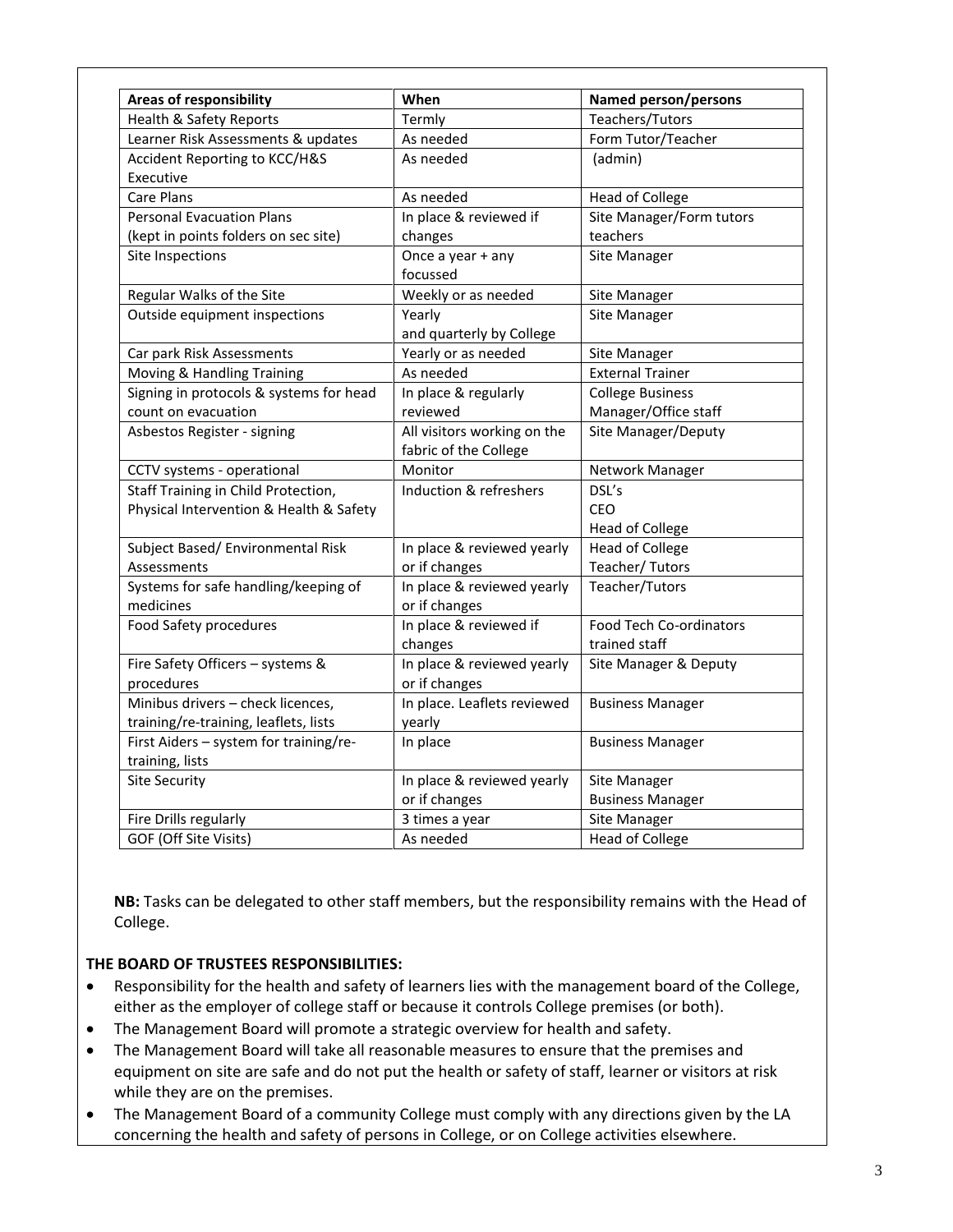| Areas of responsibility | When | Named person/persons |
| --- | --- | --- |
| Health & Safety Reports | Termly | Teachers/Tutors |
| Learner Risk Assessments & updates | As needed | Form Tutor/Teacher |
| Accident Reporting to KCC/H&S Executive | As needed | (admin) |
| Care Plans | As needed | Head of College |
| Personal Evacuation Plans (kept in points folders on sec site) | In place & reviewed if changes | Site Manager/Form tutors teachers |
| Site Inspections | Once a year + any focussed | Site Manager |
| Regular Walks of the Site | Weekly or as needed | Site Manager |
| Outside equipment inspections | Yearly and quarterly by College | Site Manager |
| Car park Risk Assessments | Yearly or as needed | Site Manager |
| Moving & Handling Training | As needed | External Trainer |
| Signing in protocols & systems for head count on evacuation | In place & regularly reviewed | College Business Manager/Office staff |
| Asbestos Register - signing | All visitors working on the fabric of the College | Site Manager/Deputy |
| CCTV systems - operational | Monitor | Network Manager |
| Staff Training in Child Protection, Physical Intervention & Health & Safety | Induction & refreshers | DSL's<br>CEO<br>Head of College |
| Subject Based/ Environmental Risk Assessments | In place & reviewed yearly or if changes | Head of College<br>Teacher/ Tutors |
| Systems for safe handling/keeping of medicines | In place & reviewed yearly or if changes | Teacher/Tutors |
| Food Safety procedures | In place & reviewed if changes | Food Tech Co-ordinators trained staff |
| Fire Safety Officers – systems & procedures | In place & reviewed yearly or if changes | Site Manager & Deputy |
| Minibus drivers – check licences, training/re-training, leaflets, lists | In place. Leaflets reviewed yearly | Business Manager |
| First Aiders – system for training/re-training, lists | In place | Business Manager |
| Site Security | In place & reviewed yearly or if changes | Site Manager<br>Business Manager |
| Fire Drills regularly | 3 times a year | Site Manager |
| GOF (Off Site Visits) | As needed | Head of College |

**NB:** Tasks can be delegated to other staff members, but the responsibility remains with the Head of College.

**THE BOARD OF TRUSTEES RESPONSIBILITIES:**

- Responsibility for the health and safety of learners lies with the management board of the College, either as the employer of college staff or because it controls College premises (or both).
- The Management Board will promote a strategic overview for health and safety.
- The Management Board will take all reasonable measures to ensure that the premises and equipment on site are safe and do not put the health or safety of staff, learner or visitors at risk while they are on the premises.
- The Management Board of a community College must comply with any directions given by the LA concerning the health and safety of persons in College, or on College activities elsewhere.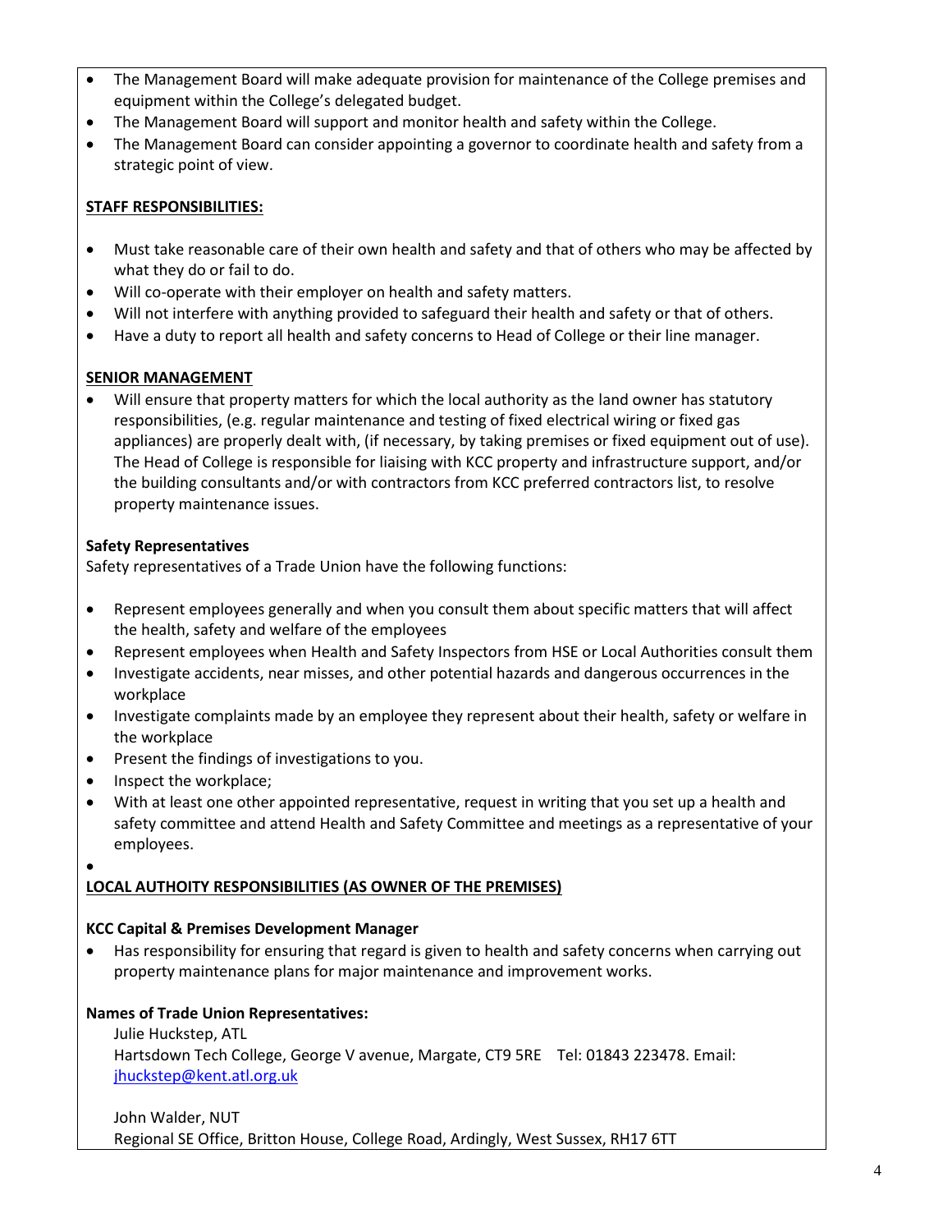- The Management Board will make adequate provision for maintenance of the College premises and equipment within the College's delegated budget.
- The Management Board will support and monitor health and safety within the College.
- The Management Board can consider appointing a governor to coordinate health and safety from a strategic point of view.

**STAFF RESPONSIBILITIES:**

- Must take reasonable care of their own health and safety and that of others who may be affected by what they do or fail to do.
- Will co-operate with their employer on health and safety matters.
- Will not interfere with anything provided to safeguard their health and safety or that of others.
- Have a duty to report all health and safety concerns to Head of College or their line manager.

**SENIOR MANAGEMENT**

- Will ensure that property matters for which the local authority as the land owner has statutory responsibilities, (e.g. regular maintenance and testing of fixed electrical wiring or fixed gas appliances) are properly dealt with, (if necessary, by taking premises or fixed equipment out of use). The Head of College is responsible for liaising with KCC property and infrastructure support, and/or the building consultants and/or with contractors from KCC preferred contractors list, to resolve property maintenance issues.

**Safety Representatives**

Safety representatives of a Trade Union have the following functions:

- Represent employees generally and when you consult them about specific matters that will affect the health, safety and welfare of the employees
- Represent employees when Health and Safety Inspectors from HSE or Local Authorities consult them
- Investigate accidents, near misses, and other potential hazards and dangerous occurrences in the workplace
- Investigate complaints made by an employee they represent about their health, safety or welfare in the workplace
- Present the findings of investigations to you.
- Inspect the workplace;
- With at least one other appointed representative, request in writing that you set up a health and safety committee and attend Health and Safety Committee and meetings as a representative of your employees.

**LOCAL AUTHOITY RESPONSIBILITIES (AS OWNER OF THE PREMISES)**

**KCC Capital & Premises Development Manager**

- Has responsibility for ensuring that regard is given to health and safety concerns when carrying out property maintenance plans for major maintenance and improvement works.

**Names of Trade Union Representatives:**

Julie Huckstep, ATL
Hartsdown Tech College, George V avenue, Margate, CT9 5RE Tel: 01843 223478. Email: jhuckstep@kent.atl.org.uk

John Walder, NUT
Regional SE Office, Britton House, College Road, Ardingly, West Sussex, RH17 6TT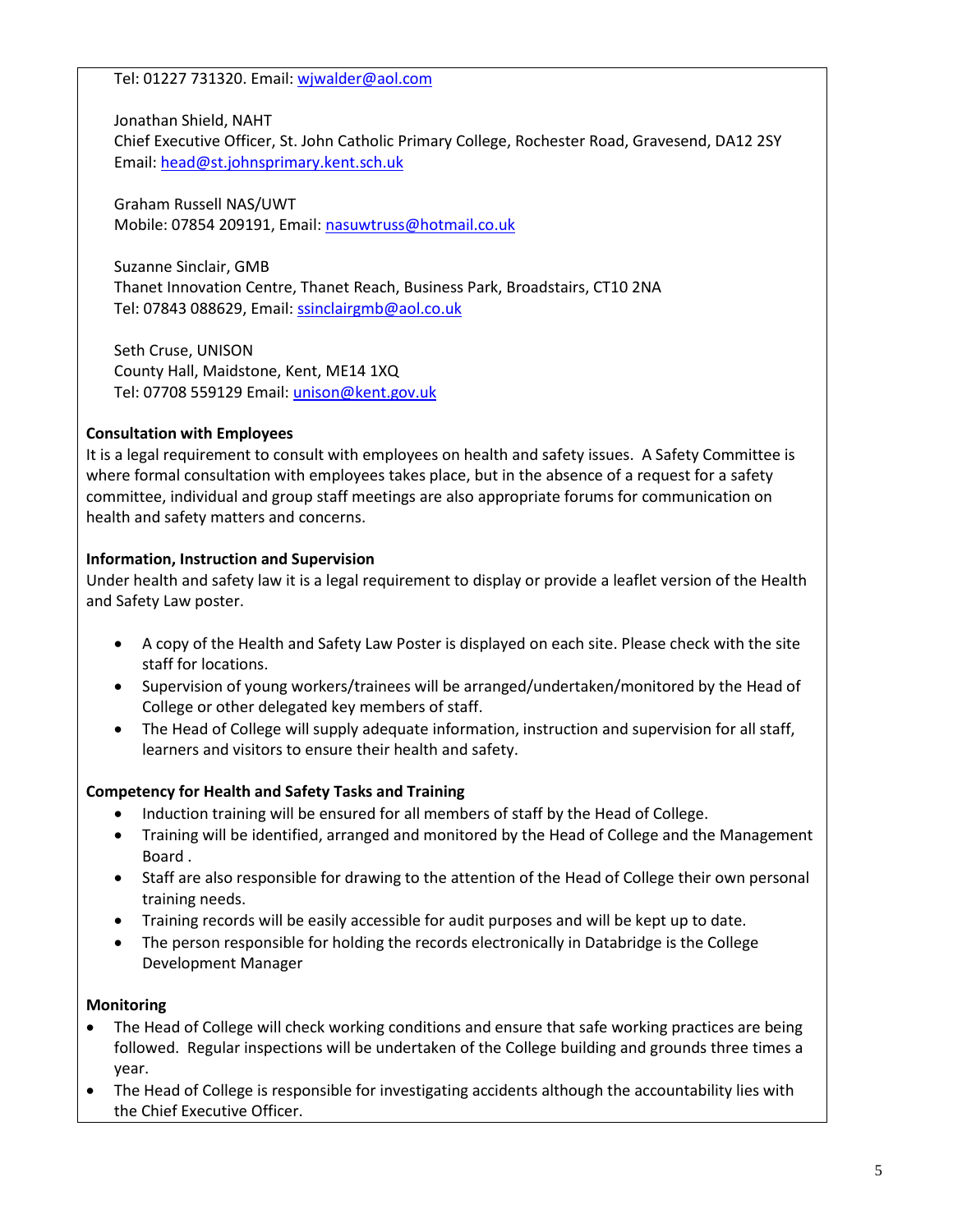Tel: 01227 731320. Email: wjwalder@aol.com

Jonathan Shield, NAHT
Chief Executive Officer, St. John Catholic Primary College, Rochester Road, Gravesend, DA12 2SY
Email: head@st.johnsprimary.kent.sch.uk

Graham Russell NAS/UWT
Mobile: 07854 209191, Email: nasuwtruss@hotmail.co.uk

Suzanne Sinclair, GMB
Thanet Innovation Centre, Thanet Reach, Business Park, Broadstairs, CT10 2NA
Tel: 07843 088629, Email: ssinclairgmb@aol.co.uk

Seth Cruse, UNISON
County Hall, Maidstone, Kent, ME14 1XQ
Tel: 07708 559129 Email: unison@kent.gov.uk

**Consultation with Employees**

It is a legal requirement to consult with employees on health and safety issues. A Safety Committee is where formal consultation with employees takes place, but in the absence of a request for a safety committee, individual and group staff meetings are also appropriate forums for communication on health and safety matters and concerns.

**Information, Instruction and Supervision**

Under health and safety law it is a legal requirement to display or provide a leaflet version of the Health and Safety Law poster.

- A copy of the Health and Safety Law Poster is displayed on each site. Please check with the site staff for locations.
- Supervision of young workers/trainees will be arranged/undertaken/monitored by the Head of College or other delegated key members of staff.
- The Head of College will supply adequate information, instruction and supervision for all staff, learners and visitors to ensure their health and safety.

**Competency for Health and Safety Tasks and Training**

- Induction training will be ensured for all members of staff by the Head of College.
- Training will be identified, arranged and monitored by the Head of College and the Management Board .
- Staff are also responsible for drawing to the attention of the Head of College their own personal training needs.
- Training records will be easily accessible for audit purposes and will be kept up to date.
- The person responsible for holding the records electronically in Databridge is the College Development Manager

**Monitoring**

- The Head of College will check working conditions and ensure that safe working practices are being followed. Regular inspections will be undertaken of the College building and grounds three times a year.
- The Head of College is responsible for investigating accidents although the accountability lies with the Chief Executive Officer.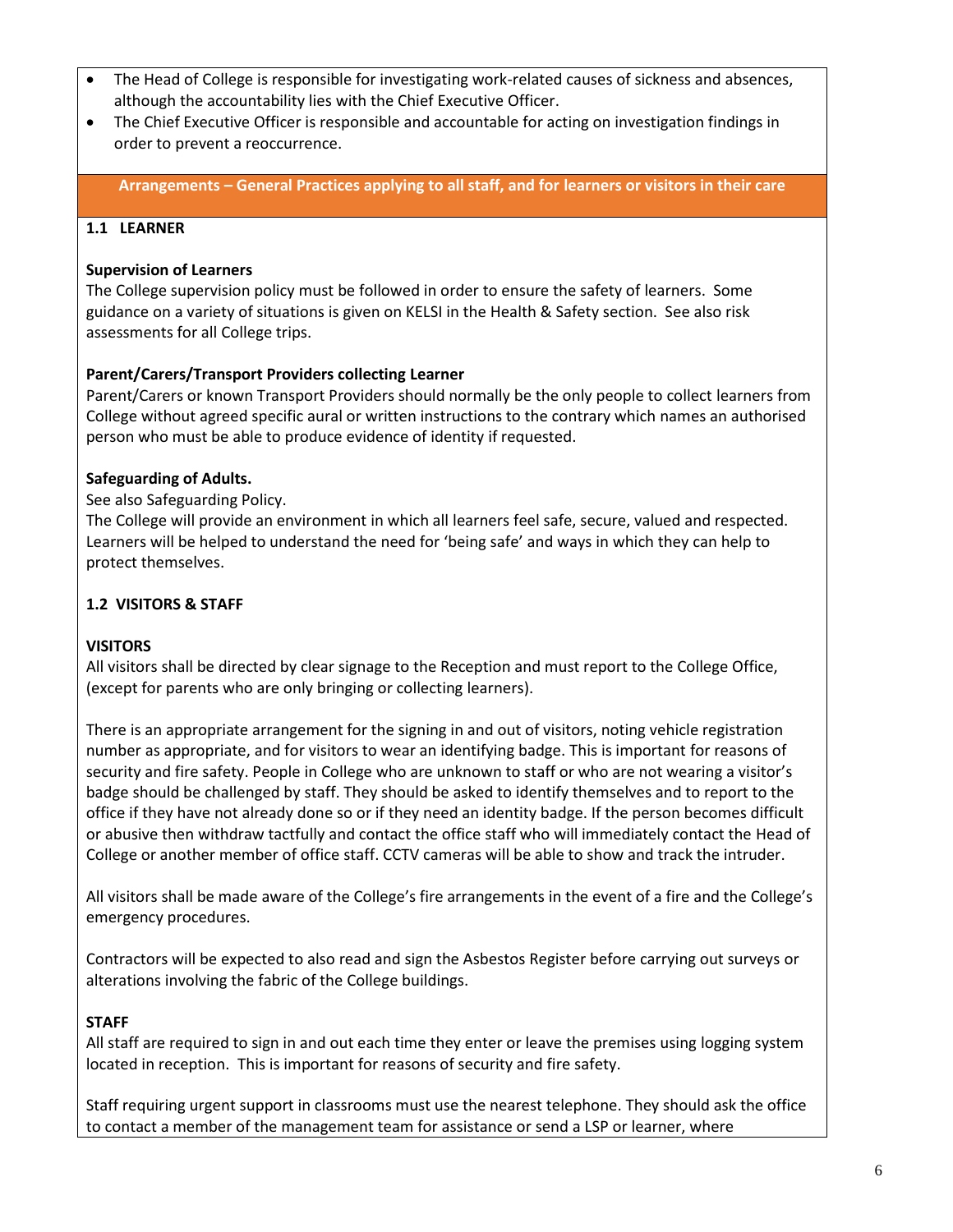- The Head of College is responsible for investigating work-related causes of sickness and absences, although the accountability lies with the Chief Executive Officer.
- The Chief Executive Officer is responsible and accountable for acting on investigation findings in order to prevent a reoccurrence.

## Arrangements – General Practices applying to all staff, and for learners or visitors in their care

### 1.1 LEARNER

**Supervision of Learners**

The College supervision policy must be followed in order to ensure the safety of learners. Some guidance on a variety of situations is given on KELSI in the Health & Safety section. See also risk assessments for all College trips.

**Parent/Carers/Transport Providers collecting Learner**

Parent/Carers or known Transport Providers should normally be the only people to collect learners from College without agreed specific aural or written instructions to the contrary which names an authorised person who must be able to produce evidence of identity if requested.

**Safeguarding of Adults.**

See also Safeguarding Policy.

The College will provide an environment in which all learners feel safe, secure, valued and respected. Learners will be helped to understand the need for 'being safe' and ways in which they can help to protect themselves.

### 1.2 VISITORS & STAFF

**VISITORS**

All visitors shall be directed by clear signage to the Reception and must report to the College Office, (except for parents who are only bringing or collecting learners).

There is an appropriate arrangement for the signing in and out of visitors, noting vehicle registration number as appropriate, and for visitors to wear an identifying badge. This is important for reasons of security and fire safety. People in College who are unknown to staff or who are not wearing a visitor's badge should be challenged by staff. They should be asked to identify themselves and to report to the office if they have not already done so or if they need an identity badge. If the person becomes difficult or abusive then withdraw tactfully and contact the office staff who will immediately contact the Head of College or another member of office staff. CCTV cameras will be able to show and track the intruder.

All visitors shall be made aware of the College's fire arrangements in the event of a fire and the College's emergency procedures.

Contractors will be expected to also read and sign the Asbestos Register before carrying out surveys or alterations involving the fabric of the College buildings.

**STAFF**

All staff are required to sign in and out each time they enter or leave the premises using logging system located in reception. This is important for reasons of security and fire safety.

Staff requiring urgent support in classrooms must use the nearest telephone. They should ask the office to contact a member of the management team for assistance or send a LSP or learner, where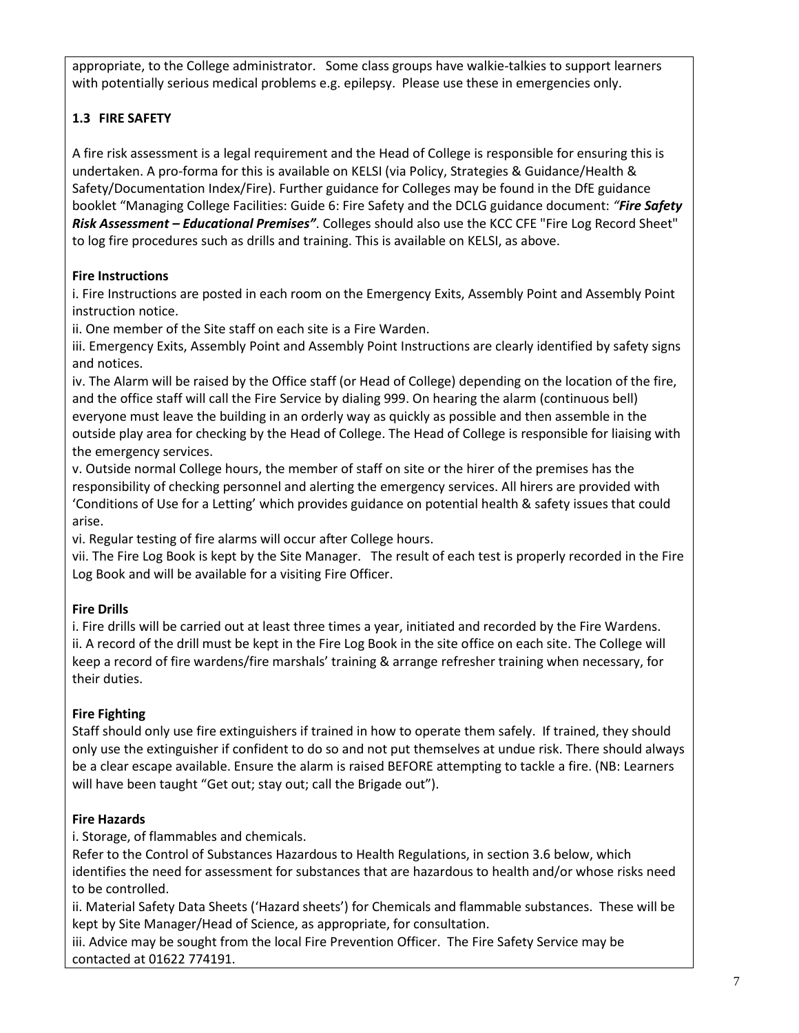appropriate, to the College administrator. Some class groups have walkie-talkies to support learners with potentially serious medical problems e.g. epilepsy. Please use these in emergencies only.

### 1.3 FIRE SAFETY

A fire risk assessment is a legal requirement and the Head of College is responsible for ensuring this is undertaken. A pro-forma for this is available on KELSI (via Policy, Strategies & Guidance/Health & Safety/Documentation Index/Fire). Further guidance for Colleges may be found in the DfE guidance booklet "Managing College Facilities: Guide 6: Fire Safety and the DCLG guidance document: ***"Fire Safety Risk Assessment – Educational Premises"***. Colleges should also use the KCC CFE "Fire Log Record Sheet" to log fire procedures such as drills and training. This is available on KELSI, as above.

**Fire Instructions**

i. Fire Instructions are posted in each room on the Emergency Exits, Assembly Point and Assembly Point instruction notice.

ii. One member of the Site staff on each site is a Fire Warden.

iii. Emergency Exits, Assembly Point and Assembly Point Instructions are clearly identified by safety signs and notices.

iv. The Alarm will be raised by the Office staff (or Head of College) depending on the location of the fire, and the office staff will call the Fire Service by dialing 999. On hearing the alarm (continuous bell) everyone must leave the building in an orderly way as quickly as possible and then assemble in the outside play area for checking by the Head of College. The Head of College is responsible for liaising with the emergency services.

v. Outside normal College hours, the member of staff on site or the hirer of the premises has the responsibility of checking personnel and alerting the emergency services. All hirers are provided with 'Conditions of Use for a Letting' which provides guidance on potential health & safety issues that could arise.

vi. Regular testing of fire alarms will occur after College hours.

vii. The Fire Log Book is kept by the Site Manager. The result of each test is properly recorded in the Fire Log Book and will be available for a visiting Fire Officer.

**Fire Drills**

i. Fire drills will be carried out at least three times a year, initiated and recorded by the Fire Wardens.

ii. A record of the drill must be kept in the Fire Log Book in the site office on each site. The College will keep a record of fire wardens/fire marshals' training & arrange refresher training when necessary, for their duties.

**Fire Fighting**

Staff should only use fire extinguishers if trained in how to operate them safely. If trained, they should only use the extinguisher if confident to do so and not put themselves at undue risk. There should always be a clear escape available. Ensure the alarm is raised BEFORE attempting to tackle a fire. (NB: Learners will have been taught "Get out; stay out; call the Brigade out").

**Fire Hazards**

i. Storage, of flammables and chemicals.

Refer to the Control of Substances Hazardous to Health Regulations, in section 3.6 below, which identifies the need for assessment for substances that are hazardous to health and/or whose risks need to be controlled.

ii. Material Safety Data Sheets ('Hazard sheets') for Chemicals and flammable substances. These will be kept by Site Manager/Head of Science, as appropriate, for consultation.

iii. Advice may be sought from the local Fire Prevention Officer. The Fire Safety Service may be contacted at 01622 774191.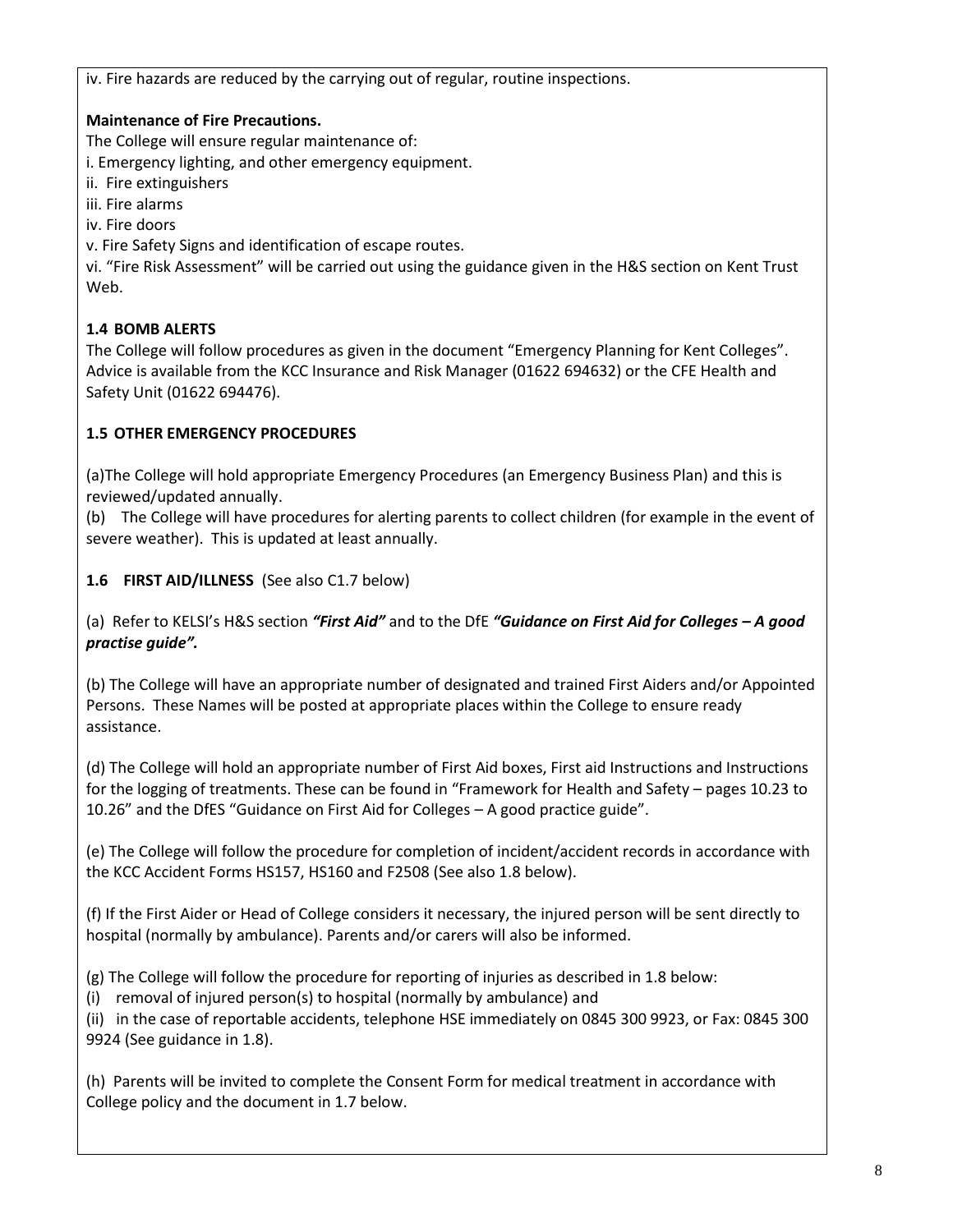iv. Fire hazards are reduced by the carrying out of regular, routine inspections.

**Maintenance of Fire Precautions.**

The College will ensure regular maintenance of:

i. Emergency lighting, and other emergency equipment.

ii. Fire extinguishers

iii. Fire alarms

iv. Fire doors

v. Fire Safety Signs and identification of escape routes.

vi. "Fire Risk Assessment" will be carried out using the guidance given in the H&S section on Kent Trust Web.

### 1.4 BOMB ALERTS

The College will follow procedures as given in the document "Emergency Planning for Kent Colleges". Advice is available from the KCC Insurance and Risk Manager (01622 694632) or the CFE Health and Safety Unit (01622 694476).

### 1.5 OTHER EMERGENCY PROCEDURES

(a)The College will hold appropriate Emergency Procedures (an Emergency Business Plan) and this is reviewed/updated annually.

(b) The College will have procedures for alerting parents to collect children (for example in the event of severe weather). This is updated at least annually.

### 1.6 FIRST AID/ILLNESS (See also C1.7 below)

(a) Refer to KELSI's H&S section ***"First Aid"*** and to the DfE ***"Guidance on First Aid for Colleges – A good practise guide".***

(b) The College will have an appropriate number of designated and trained First Aiders and/or Appointed Persons. These Names will be posted at appropriate places within the College to ensure ready assistance.

(d) The College will hold an appropriate number of First Aid boxes, First aid Instructions and Instructions for the logging of treatments. These can be found in "Framework for Health and Safety – pages 10.23 to 10.26" and the DfES "Guidance on First Aid for Colleges – A good practice guide".

(e) The College will follow the procedure for completion of incident/accident records in accordance with the KCC Accident Forms HS157, HS160 and F2508 (See also 1.8 below).

(f) If the First Aider or Head of College considers it necessary, the injured person will be sent directly to hospital (normally by ambulance). Parents and/or carers will also be informed.

(g) The College will follow the procedure for reporting of injuries as described in 1.8 below:

(i) removal of injured person(s) to hospital (normally by ambulance) and

(ii) in the case of reportable accidents, telephone HSE immediately on 0845 300 9923, or Fax: 0845 300 9924 (See guidance in 1.8).

(h) Parents will be invited to complete the Consent Form for medical treatment in accordance with College policy and the document in 1.7 below.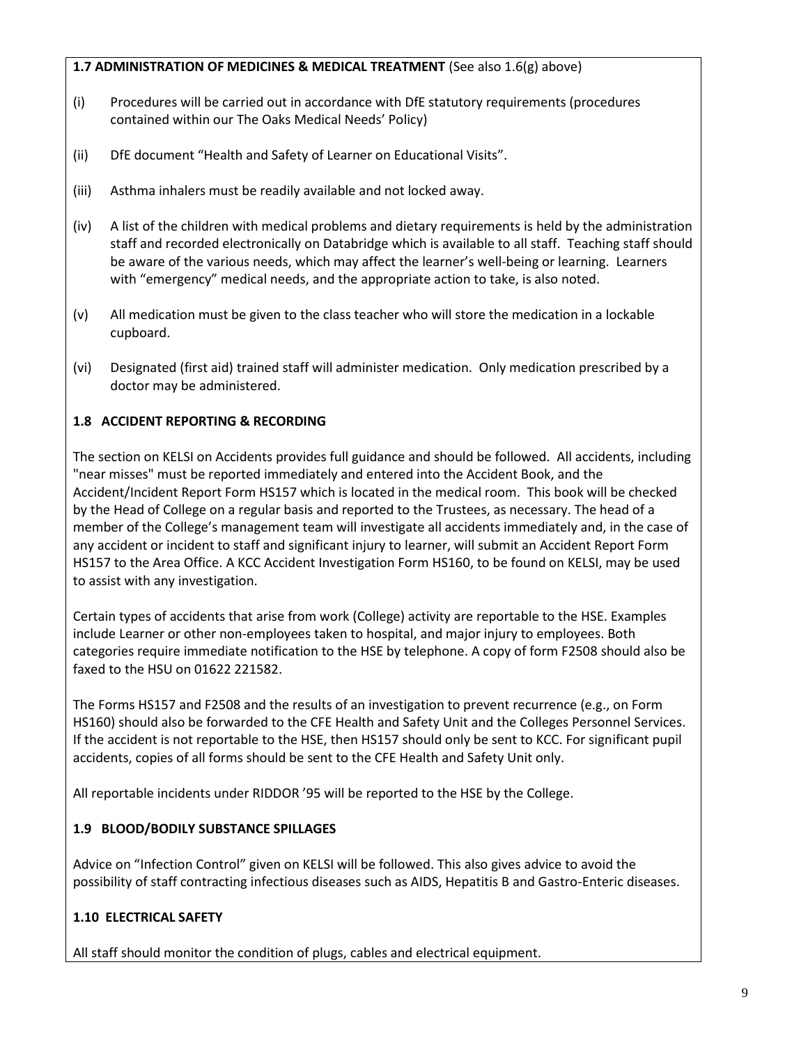**1.7 ADMINISTRATION OF MEDICINES & MEDICAL TREATMENT** (See also 1.6(g) above)

(i) Procedures will be carried out in accordance with DfE statutory requirements (procedures contained within our The Oaks Medical Needs' Policy)

(ii) DfE document "Health and Safety of Learner on Educational Visits".

(iii) Asthma inhalers must be readily available and not locked away.

(iv) A list of the children with medical problems and dietary requirements is held by the administration staff and recorded electronically on Databridge which is available to all staff. Teaching staff should be aware of the various needs, which may affect the learner's well-being or learning. Learners with "emergency" medical needs, and the appropriate action to take, is also noted.

(v) All medication must be given to the class teacher who will store the medication in a lockable cupboard.

(vi) Designated (first aid) trained staff will administer medication. Only medication prescribed by a doctor may be administered.

**1.8 ACCIDENT REPORTING & RECORDING**

The section on KELSI on Accidents provides full guidance and should be followed. All accidents, including "near misses" must be reported immediately and entered into the Accident Book, and the Accident/Incident Report Form HS157 which is located in the medical room. This book will be checked by the Head of College on a regular basis and reported to the Trustees, as necessary. The head of a member of the College's management team will investigate all accidents immediately and, in the case of any accident or incident to staff and significant injury to learner, will submit an Accident Report Form HS157 to the Area Office. A KCC Accident Investigation Form HS160, to be found on KELSI, may be used to assist with any investigation.

Certain types of accidents that arise from work (College) activity are reportable to the HSE. Examples include Learner or other non-employees taken to hospital, and major injury to employees. Both categories require immediate notification to the HSE by telephone. A copy of form F2508 should also be faxed to the HSU on 01622 221582.

The Forms HS157 and F2508 and the results of an investigation to prevent recurrence (e.g., on Form HS160) should also be forwarded to the CFE Health and Safety Unit and the Colleges Personnel Services. If the accident is not reportable to the HSE, then HS157 should only be sent to KCC. For significant pupil accidents, copies of all forms should be sent to the CFE Health and Safety Unit only.

All reportable incidents under RIDDOR '95 will be reported to the HSE by the College.

**1.9 BLOOD/BODILY SUBSTANCE SPILLAGES**

Advice on "Infection Control" given on KELSI will be followed. This also gives advice to avoid the possibility of staff contracting infectious diseases such as AIDS, Hepatitis B and Gastro-Enteric diseases.

**1.10 ELECTRICAL SAFETY**

All staff should monitor the condition of plugs, cables and electrical equipment.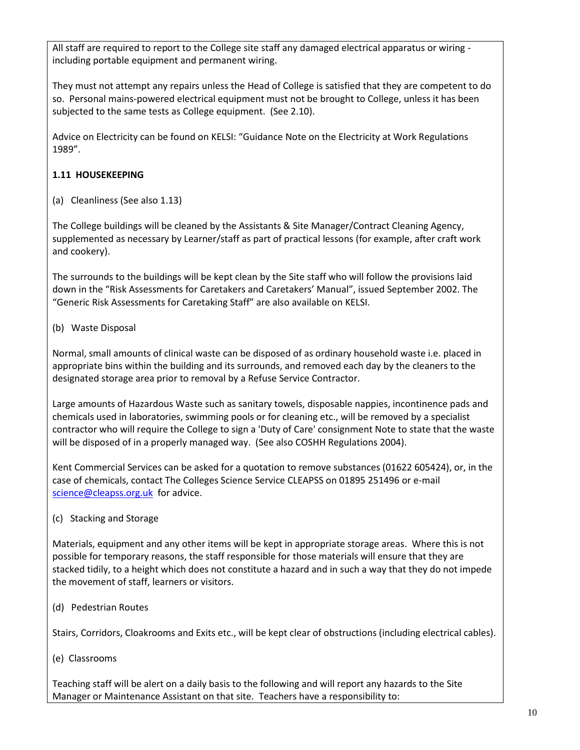All staff are required to report to the College site staff any damaged electrical apparatus or wiring - including portable equipment and permanent wiring.

They must not attempt any repairs unless the Head of College is satisfied that they are competent to do so. Personal mains-powered electrical equipment must not be brought to College, unless it has been subjected to the same tests as College equipment. (See 2.10).

Advice on Electricity can be found on KELSI: "Guidance Note on the Electricity at Work Regulations 1989".

### 1.11 HOUSEKEEPING

(a) Cleanliness (See also 1.13)

The College buildings will be cleaned by the Assistants & Site Manager/Contract Cleaning Agency, supplemented as necessary by Learner/staff as part of practical lessons (for example, after craft work and cookery).

The surrounds to the buildings will be kept clean by the Site staff who will follow the provisions laid down in the "Risk Assessments for Caretakers and Caretakers' Manual", issued September 2002. The "Generic Risk Assessments for Caretaking Staff" are also available on KELSI.

(b) Waste Disposal

Normal, small amounts of clinical waste can be disposed of as ordinary household waste i.e. placed in appropriate bins within the building and its surrounds, and removed each day by the cleaners to the designated storage area prior to removal by a Refuse Service Contractor.

Large amounts of Hazardous Waste such as sanitary towels, disposable nappies, incontinence pads and chemicals used in laboratories, swimming pools or for cleaning etc., will be removed by a specialist contractor who will require the College to sign a 'Duty of Care' consignment Note to state that the waste will be disposed of in a properly managed way. (See also COSHH Regulations 2004).

Kent Commercial Services can be asked for a quotation to remove substances (01622 605424), or, in the case of chemicals, contact The Colleges Science Service CLEAPSS on 01895 251496 or e-mail science@cleapss.org.uk for advice.

(c) Stacking and Storage

Materials, equipment and any other items will be kept in appropriate storage areas. Where this is not possible for temporary reasons, the staff responsible for those materials will ensure that they are stacked tidily, to a height which does not constitute a hazard and in such a way that they do not impede the movement of staff, learners or visitors.

(d) Pedestrian Routes

Stairs, Corridors, Cloakrooms and Exits etc., will be kept clear of obstructions (including electrical cables).

(e) Classrooms

Teaching staff will be alert on a daily basis to the following and will report any hazards to the Site Manager or Maintenance Assistant on that site. Teachers have a responsibility to: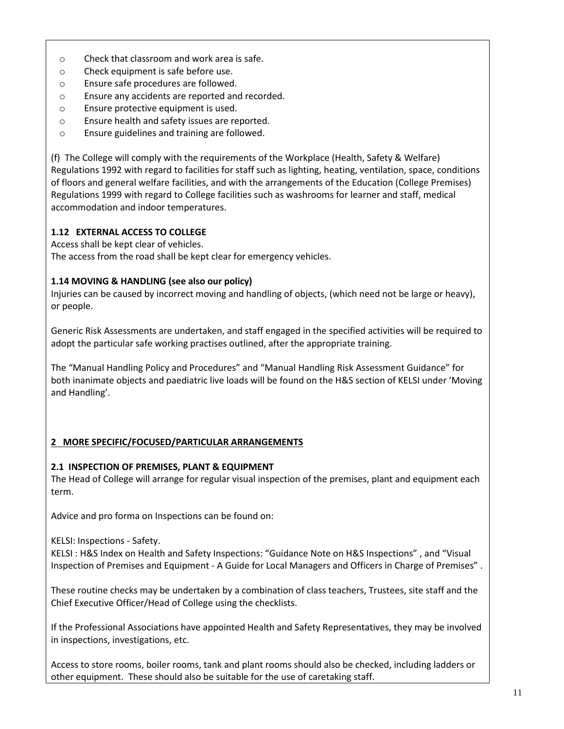- Check that classroom and work area is safe.
- Check equipment is safe before use.
- Ensure safe procedures are followed.
- Ensure any accidents are reported and recorded.
- Ensure protective equipment is used.
- Ensure health and safety issues are reported.
- Ensure guidelines and training are followed.

(f) The College will comply with the requirements of the Workplace (Health, Safety & Welfare) Regulations 1992 with regard to facilities for staff such as lighting, heating, ventilation, space, conditions of floors and general welfare facilities, and with the arrangements of the Education (College Premises) Regulations 1999 with regard to College facilities such as washrooms for learner and staff, medical accommodation and indoor temperatures.

### 1.12 EXTERNAL ACCESS TO COLLEGE

Access shall be kept clear of vehicles.
The access from the road shall be kept clear for emergency vehicles.

### 1.14 MOVING & HANDLING (see also our policy)

Injuries can be caused by incorrect moving and handling of objects, (which need not be large or heavy), or people.

Generic Risk Assessments are undertaken, and staff engaged in the specified activities will be required to adopt the particular safe working practises outlined, after the appropriate training.

The "Manual Handling Policy and Procedures" and "Manual Handling Risk Assessment Guidance" for both inanimate objects and paediatric live loads will be found on the H&S section of KELSI under 'Moving and Handling'.

## 2 MORE SPECIFIC/FOCUSED/PARTICULAR ARRANGEMENTS

### 2.1 INSPECTION OF PREMISES, PLANT & EQUIPMENT

The Head of College will arrange for regular visual inspection of the premises, plant and equipment each term.

Advice and pro forma on Inspections can be found on:

KELSI: Inspections - Safety.
KELSI : H&S Index on Health and Safety Inspections: "Guidance Note on H&S Inspections" , and "Visual Inspection of Premises and Equipment - A Guide for Local Managers and Officers in Charge of Premises" .

These routine checks may be undertaken by a combination of class teachers, Trustees, site staff and the Chief Executive Officer/Head of College using the checklists.

If the Professional Associations have appointed Health and Safety Representatives, they may be involved in inspections, investigations, etc.

Access to store rooms, boiler rooms, tank and plant rooms should also be checked, including ladders or other equipment. These should also be suitable for the use of caretaking staff.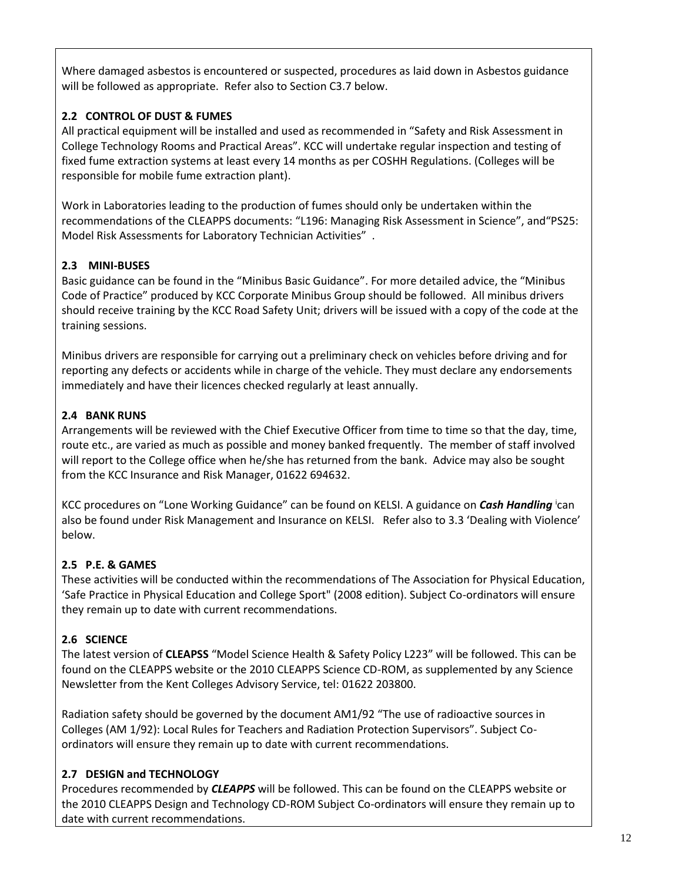Where damaged asbestos is encountered or suspected, procedures as laid down in Asbestos guidance will be followed as appropriate. Refer also to Section C3.7 below.

### 2.2 CONTROL OF DUST & FUMES

All practical equipment will be installed and used as recommended in "Safety and Risk Assessment in College Technology Rooms and Practical Areas". KCC will undertake regular inspection and testing of fixed fume extraction systems at least every 14 months as per COSHH Regulations. (Colleges will be responsible for mobile fume extraction plant).

Work in Laboratories leading to the production of fumes should only be undertaken within the recommendations of the CLEAPPS documents: "L196: Managing Risk Assessment in Science", and"PS25: Model Risk Assessments for Laboratory Technician Activities" .

### 2.3 MINI-BUSES

Basic guidance can be found in the "Minibus Basic Guidance". For more detailed advice, the "Minibus Code of Practice" produced by KCC Corporate Minibus Group should be followed. All minibus drivers should receive training by the KCC Road Safety Unit; drivers will be issued with a copy of the code at the training sessions.

Minibus drivers are responsible for carrying out a preliminary check on vehicles before driving and for reporting any defects or accidents while in charge of the vehicle. They must declare any endorsements immediately and have their licences checked regularly at least annually.

### 2.4 BANK RUNS

Arrangements will be reviewed with the Chief Executive Officer from time to time so that the day, time, route etc., are varied as much as possible and money banked frequently. The member of staff involved will report to the College office when he/she has returned from the bank. Advice may also be sought from the KCC Insurance and Risk Manager, 01622 694632.

KCC procedures on "Lone Working Guidance" can be found on KELSI. A guidance on ***Cash Handling*** [i] can also be found under Risk Management and Insurance on KELSI. Refer also to 3.3 'Dealing with Violence' below.

### 2.5 P.E. & GAMES

These activities will be conducted within the recommendations of The Association for Physical Education, 'Safe Practice in Physical Education and College Sport" (2008 edition). Subject Co-ordinators will ensure they remain up to date with current recommendations.

### 2.6 SCIENCE

The latest version of **CLEAPSS** "Model Science Health & Safety Policy L223" will be followed. This can be found on the CLEAPPS website or the 2010 CLEAPPS Science CD-ROM, as supplemented by any Science Newsletter from the Kent Colleges Advisory Service, tel: 01622 203800.

Radiation safety should be governed by the document AM1/92 "The use of radioactive sources in Colleges (AM 1/92): Local Rules for Teachers and Radiation Protection Supervisors". Subject Co-ordinators will ensure they remain up to date with current recommendations.

### 2.7 DESIGN and TECHNOLOGY

Procedures recommended by ***CLEAPPS*** will be followed. This can be found on the CLEAPPS website or the 2010 CLEAPPS Design and Technology CD-ROM Subject Co-ordinators will ensure they remain up to date with current recommendations.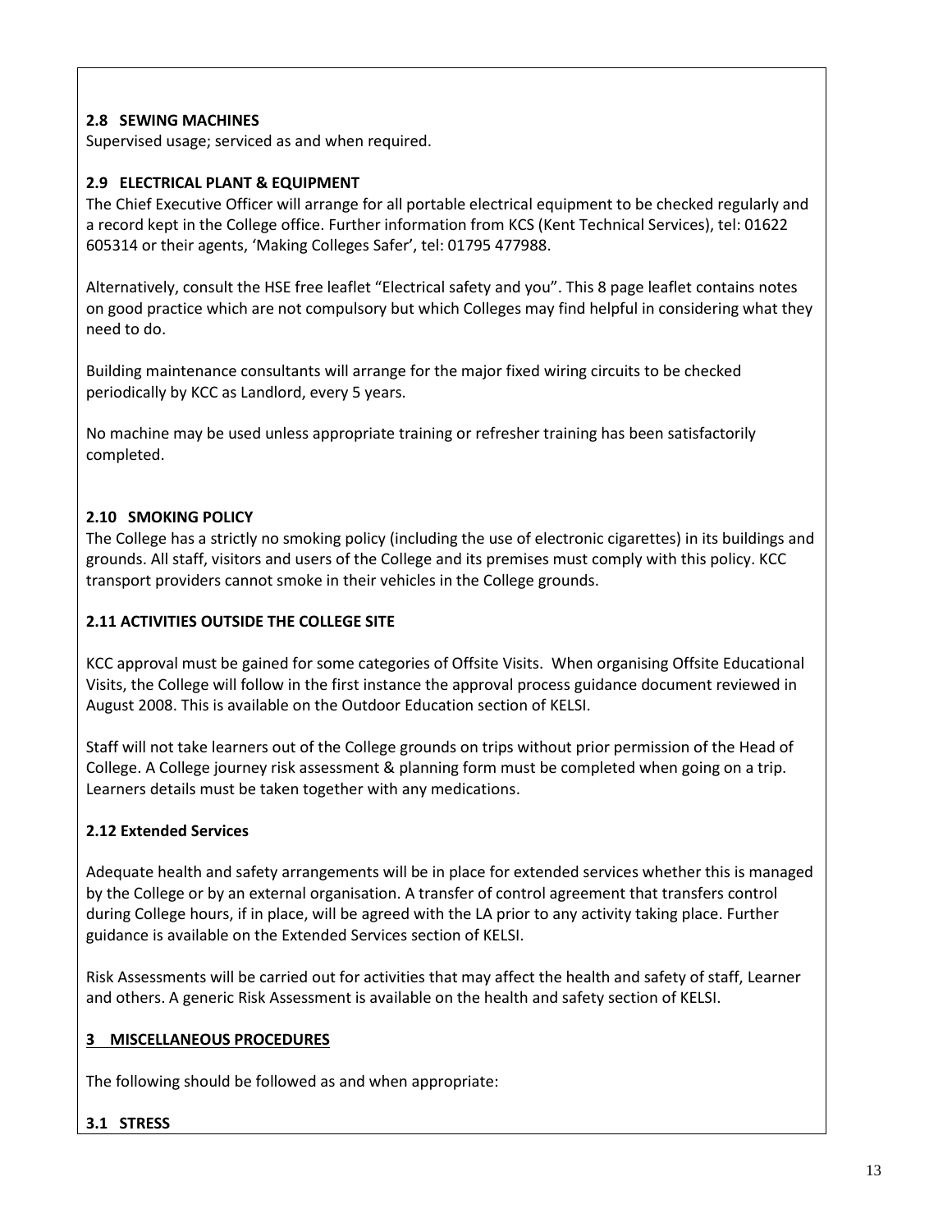### 2.8 SEWING MACHINES

Supervised usage; serviced as and when required.

### 2.9 ELECTRICAL PLANT & EQUIPMENT

The Chief Executive Officer will arrange for all portable electrical equipment to be checked regularly and a record kept in the College office. Further information from KCS (Kent Technical Services), tel: 01622 605314 or their agents, 'Making Colleges Safer', tel: 01795 477988.

Alternatively, consult the HSE free leaflet "Electrical safety and you". This 8 page leaflet contains notes on good practice which are not compulsory but which Colleges may find helpful in considering what they need to do.

Building maintenance consultants will arrange for the major fixed wiring circuits to be checked periodically by KCC as Landlord, every 5 years.

No machine may be used unless appropriate training or refresher training has been satisfactorily completed.

### 2.10 SMOKING POLICY

The College has a strictly no smoking policy (including the use of electronic cigarettes) in its buildings and grounds. All staff, visitors and users of the College and its premises must comply with this policy. KCC transport providers cannot smoke in their vehicles in the College grounds.

### 2.11 ACTIVITIES OUTSIDE THE COLLEGE SITE

KCC approval must be gained for some categories of Offsite Visits. When organising Offsite Educational Visits, the College will follow in the first instance the approval process guidance document reviewed in August 2008. This is available on the Outdoor Education section of KELSI.

Staff will not take learners out of the College grounds on trips without prior permission of the Head of College. A College journey risk assessment & planning form must be completed when going on a trip. Learners details must be taken together with any medications.

### 2.12 Extended Services

Adequate health and safety arrangements will be in place for extended services whether this is managed by the College or by an external organisation. A transfer of control agreement that transfers control during College hours, if in place, will be agreed with the LA prior to any activity taking place. Further guidance is available on the Extended Services section of KELSI.

Risk Assessments will be carried out for activities that may affect the health and safety of staff, Learner and others. A generic Risk Assessment is available on the health and safety section of KELSI.

## 3 MISCELLANEOUS PROCEDURES

The following should be followed as and when appropriate:

### 3.1 STRESS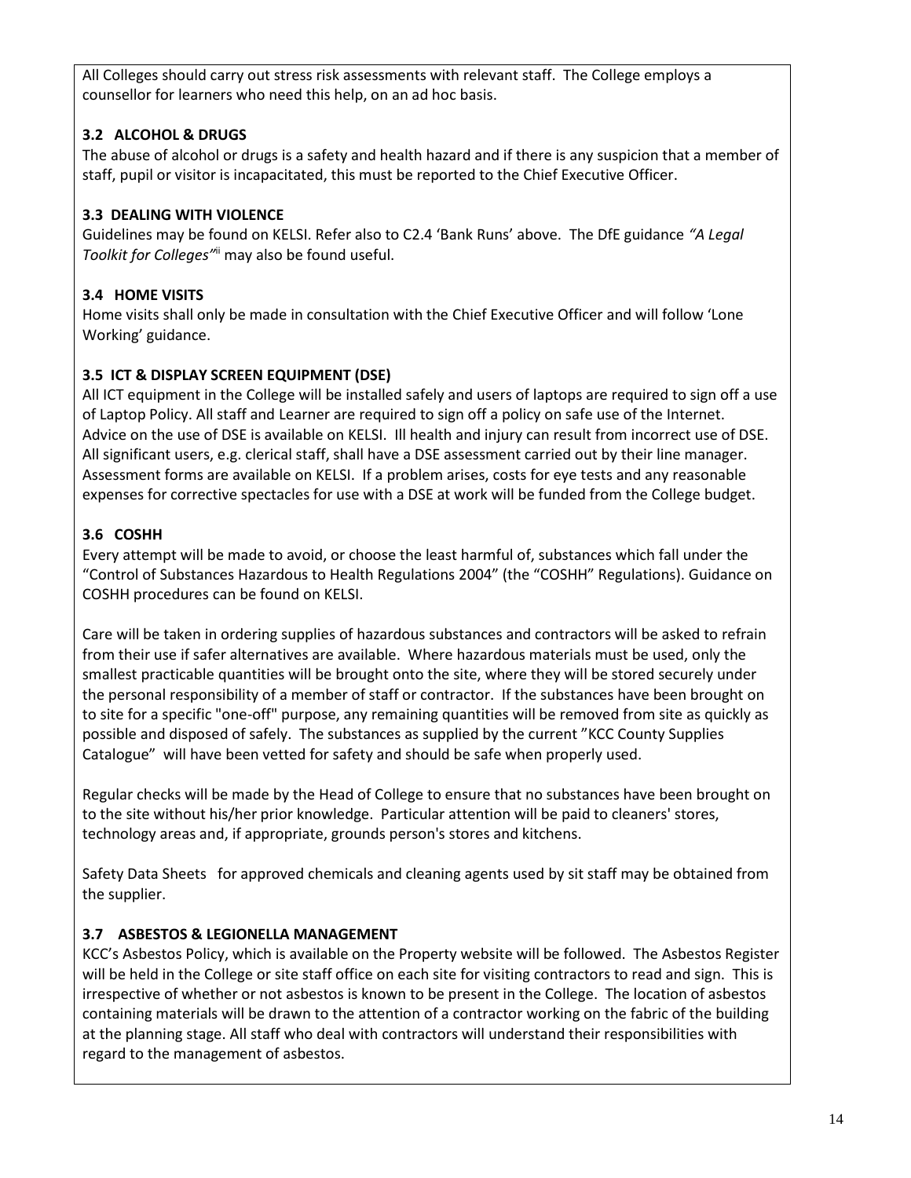All Colleges should carry out stress risk assessments with relevant staff. The College employs a counsellor for learners who need this help, on an ad hoc basis.

### 3.2 ALCOHOL & DRUGS

The abuse of alcohol or drugs is a safety and health hazard and if there is any suspicion that a member of staff, pupil or visitor is incapacitated, this must be reported to the Chief Executive Officer.

### 3.3 DEALING WITH VIOLENCE

Guidelines may be found on KELSI. Refer also to C2.4 'Bank Runs' above. The DfE guidance *"A Legal Toolkit for Colleges"*[ii] may also be found useful.

### 3.4 HOME VISITS

Home visits shall only be made in consultation with the Chief Executive Officer and will follow 'Lone Working' guidance.

### 3.5 ICT & DISPLAY SCREEN EQUIPMENT (DSE)

All ICT equipment in the College will be installed safely and users of laptops are required to sign off a use of Laptop Policy. All staff and Learner are required to sign off a policy on safe use of the Internet. Advice on the use of DSE is available on KELSI. Ill health and injury can result from incorrect use of DSE. All significant users, e.g. clerical staff, shall have a DSE assessment carried out by their line manager. Assessment forms are available on KELSI. If a problem arises, costs for eye tests and any reasonable expenses for corrective spectacles for use with a DSE at work will be funded from the College budget.

### 3.6 COSHH

Every attempt will be made to avoid, or choose the least harmful of, substances which fall under the "Control of Substances Hazardous to Health Regulations 2004" (the "COSHH" Regulations). Guidance on COSHH procedures can be found on KELSI.

Care will be taken in ordering supplies of hazardous substances and contractors will be asked to refrain from their use if safer alternatives are available. Where hazardous materials must be used, only the smallest practicable quantities will be brought onto the site, where they will be stored securely under the personal responsibility of a member of staff or contractor. If the substances have been brought on to site for a specific "one-off" purpose, any remaining quantities will be removed from site as quickly as possible and disposed of safely. The substances as supplied by the current "KCC County Supplies Catalogue" will have been vetted for safety and should be safe when properly used.

Regular checks will be made by the Head of College to ensure that no substances have been brought on to the site without his/her prior knowledge. Particular attention will be paid to cleaners' stores, technology areas and, if appropriate, grounds person's stores and kitchens.

Safety Data Sheets for approved chemicals and cleaning agents used by sit staff may be obtained from the supplier.

### 3.7 ASBESTOS & LEGIONELLA MANAGEMENT

KCC's Asbestos Policy, which is available on the Property website will be followed. The Asbestos Register will be held in the College or site staff office on each site for visiting contractors to read and sign. This is irrespective of whether or not asbestos is known to be present in the College. The location of asbestos containing materials will be drawn to the attention of a contractor working on the fabric of the building at the planning stage. All staff who deal with contractors will understand their responsibilities with regard to the management of asbestos.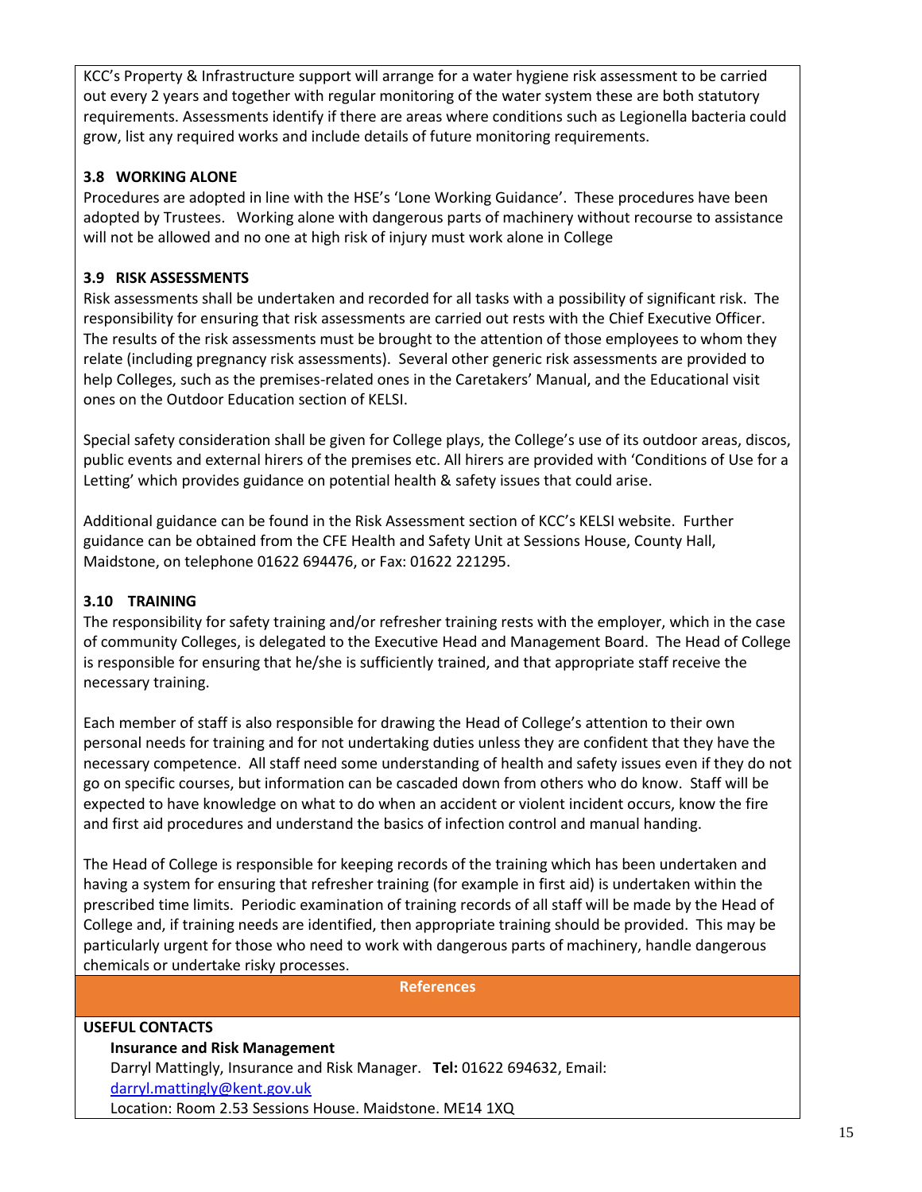KCC's Property & Infrastructure support will arrange for a water hygiene risk assessment to be carried out every 2 years and together with regular monitoring of the water system these are both statutory requirements. Assessments identify if there are areas where conditions such as Legionella bacteria could grow, list any required works and include details of future monitoring requirements.

**3.8 WORKING ALONE**

Procedures are adopted in line with the HSE's 'Lone Working Guidance'. These procedures have been adopted by Trustees. Working alone with dangerous parts of machinery without recourse to assistance will not be allowed and no one at high risk of injury must work alone in College

**3.9 RISK ASSESSMENTS**

Risk assessments shall be undertaken and recorded for all tasks with a possibility of significant risk. The responsibility for ensuring that risk assessments are carried out rests with the Chief Executive Officer. The results of the risk assessments must be brought to the attention of those employees to whom they relate (including pregnancy risk assessments). Several other generic risk assessments are provided to help Colleges, such as the premises-related ones in the Caretakers' Manual, and the Educational visit ones on the Outdoor Education section of KELSI.

Special safety consideration shall be given for College plays, the College's use of its outdoor areas, discos, public events and external hirers of the premises etc. All hirers are provided with 'Conditions of Use for a Letting' which provides guidance on potential health & safety issues that could arise.

Additional guidance can be found in the Risk Assessment section of KCC's KELSI website. Further guidance can be obtained from the CFE Health and Safety Unit at Sessions House, County Hall, Maidstone, on telephone 01622 694476, or Fax: 01622 221295.

**3.10 TRAINING**

The responsibility for safety training and/or refresher training rests with the employer, which in the case of community Colleges, is delegated to the Executive Head and Management Board. The Head of College is responsible for ensuring that he/she is sufficiently trained, and that appropriate staff receive the necessary training.

Each member of staff is also responsible for drawing the Head of College's attention to their own personal needs for training and for not undertaking duties unless they are confident that they have the necessary competence. All staff need some understanding of health and safety issues even if they do not go on specific courses, but information can be cascaded down from others who do know. Staff will be expected to have knowledge on what to do when an accident or violent incident occurs, know the fire and first aid procedures and understand the basics of infection control and manual handing.

The Head of College is responsible for keeping records of the training which has been undertaken and having a system for ensuring that refresher training (for example in first aid) is undertaken within the prescribed time limits. Periodic examination of training records of all staff will be made by the Head of College and, if training needs are identified, then appropriate training should be provided. This may be particularly urgent for those who need to work with dangerous parts of machinery, handle dangerous chemicals or undertake risky processes.

## References

**USEFUL CONTACTS**

**Insurance and Risk Management**

Darryl Mattingly, Insurance and Risk Manager. **Tel:** 01622 694632, Email: darryl.mattingly@kent.gov.uk

Location: Room 2.53 Sessions House. Maidstone. ME14 1XQ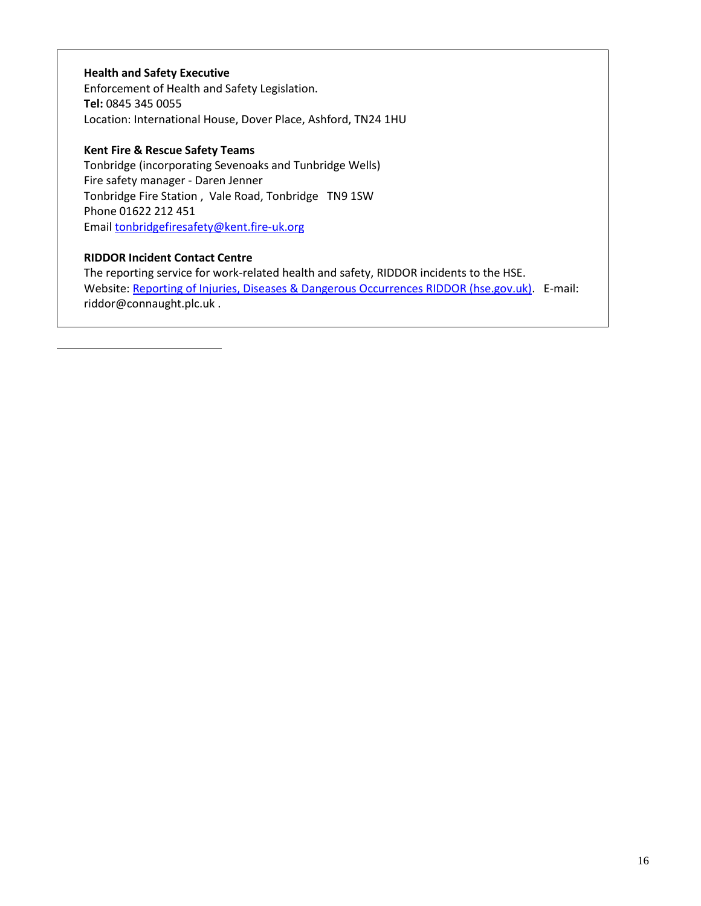**Health and Safety Executive**
Enforcement of Health and Safety Legislation.
**Tel:** 0845 345 0055
Location: International House, Dover Place, Ashford, TN24 1HU

**Kent Fire & Rescue Safety Teams**
Tonbridge (incorporating Sevenoaks and Tunbridge Wells)
Fire safety manager - Daren Jenner
Tonbridge Fire Station , Vale Road, Tonbridge TN9 1SW
Phone 01622 212 451
Email tonbridgefiresafety@kent.fire-uk.org

**RIDDOR Incident Contact Centre**
The reporting service for work-related health and safety, RIDDOR incidents to the HSE.
Website: Reporting of Injuries, Diseases & Dangerous Occurrences RIDDOR (hse.gov.uk). E-mail: riddor@connaught.plc.uk .